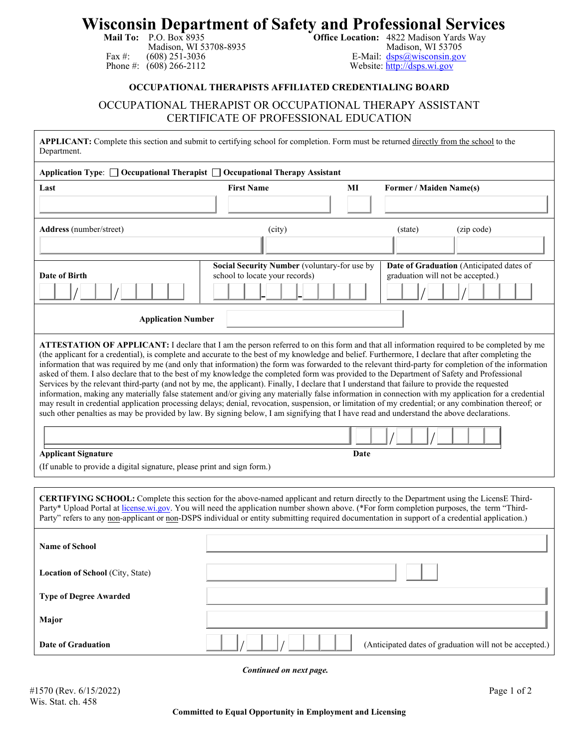# Wisconsin Department of Safety and Professional Services

**Mail To:** P.O. Box 8935
Madison, WI 53708-8935
Fax #: (608) 251-3036
Phone #: (608) 266-2112

**Office Location:** 4822 Madison Yards Way
Madison, WI 53705
E-Mail: dsps@wisconsin.gov
Website: http://dsps.wi.gov

**OCCUPATIONAL THERAPISTS AFFILIATED CREDENTIALING BOARD**

## OCCUPATIONAL THERAPIST OR OCCUPATIONAL THERAPY ASSISTANT CERTIFICATE OF PROFESSIONAL EDUCATION

**APPLICANT:** Complete this section and submit to certifying school for completion. Form must be returned directly from the school to the Department.

**Application Type**: ☐ **Occupational Therapist** ☐ **Occupational Therapy Assistant**

| **Last** | **First Name** | **MI** | **Former / Maiden Name(s)** |
|---|---|---|---|
| | | | |

| **Address** (number/street) | (city) | (state) | (zip code) |
|---|---|---|---|
| | | | |

| **Date of Birth** | **Social Security Number** (voluntary-for use by school to locate your records) | **Date of Graduation** (Anticipated dates of graduation will not be accepted.) |
|---|---|---|
| / / | - - | / / |

**Application Number** ______________________

**ATTESTATION OF APPLICANT:** I declare that I am the person referred to on this form and that all information required to be completed by me (the applicant for a credential), is complete and accurate to the best of my knowledge and belief. Furthermore, I declare that after completing the information that was required by me (and only that information) the form was forwarded to the relevant third-party for completion of the information asked of them. I also declare that to the best of my knowledge the completed form was provided to the Department of Safety and Professional Services by the relevant third-party (and not by me, the applicant). Finally, I declare that I understand that failure to provide the requested information, making any materially false statement and/or giving any materially false information in connection with my application for a credential may result in credential application processing delays; denial, revocation, suspension, or limitation of my credential; or any combination thereof; or such other penalties as may be provided by law. By signing below, I am signifying that I have read and understand the above declarations.

| **Applicant Signature** | **Date** |
|---|---|
| | / / |

(If unable to provide a digital signature, please print and sign form.)

**CERTIFYING SCHOOL:** Complete this section for the above-named applicant and return directly to the Department using the LicensE Third-Party* Upload Portal at license.wi.gov. You will need the application number shown above. (*For form completion purposes, the term "Third-Party" refers to any non-applicant or non-DSPS individual or entity submitting required documentation in support of a credential application.)

| | |
|---|---|
| **Name of School** | |
| **Location of School** (City, State) | |
| **Type of Degree Awarded** | |
| **Major** | |
| **Date of Graduation** | / / (Anticipated dates of graduation will not be accepted.) |

***Continued on next page.***

#1570 (Rev. 6/15/2022)
Wis. Stat. ch. 458

**Committed to Equal Opportunity in Employment and Licensing**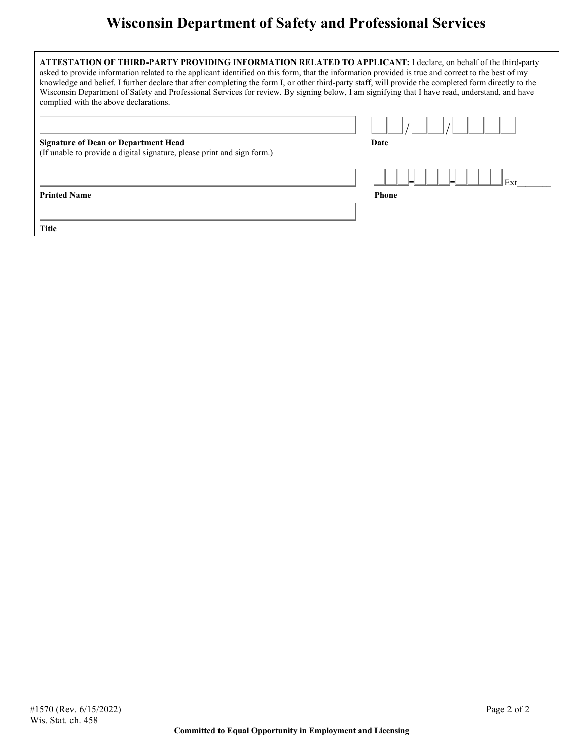# Wisconsin Department of Safety and Professional Services

**ATTESTATION OF THIRD-PARTY PROVIDING INFORMATION RELATED TO APPLICANT:** I declare, on behalf of the third-party asked to provide information related to the applicant identified on this form, that the information provided is true and correct to the best of my knowledge and belief. I further declare that after completing the form I, or other third-party staff, will provide the completed form directly to the Wisconsin Department of Safety and Professional Services for review. By signing below, I am signifying that I have read, understand, and have complied with the above declarations.

**Signature of Dean or Department Head**
(If unable to provide a digital signature, please print and sign form.)

**Date** ___ / ___ / ______

**Printed Name**

**Phone** ___-___-____ Ext_______

**Title**

#1570 (Rev. 6/15/2022)
Wis. Stat. ch. 458

**Committed to Equal Opportunity in Employment and Licensing**